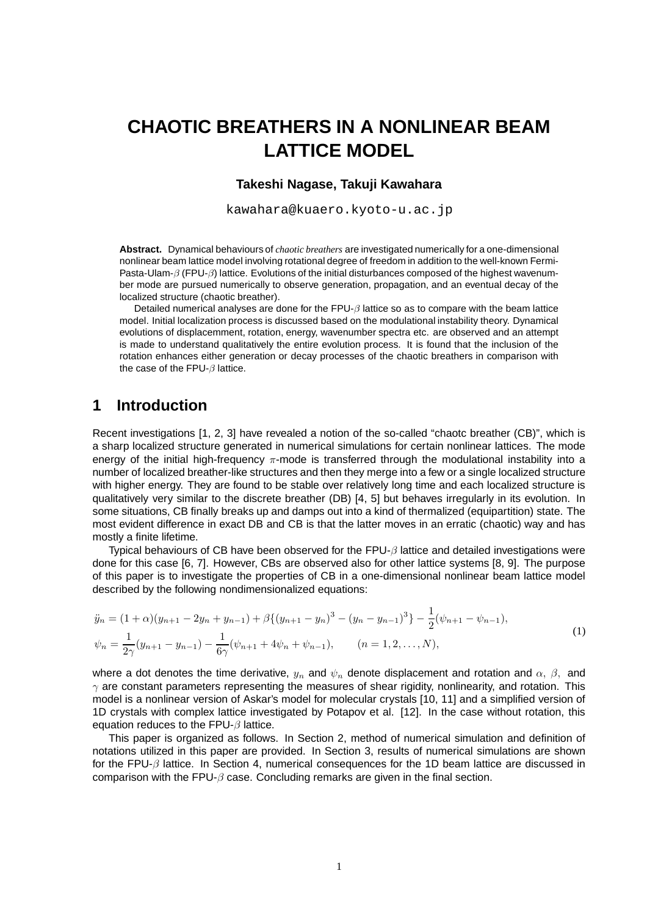# CHAOTIC BREATHERS IN A NONLINEAR BEAM LATTICE MODEL

**Takeshi Nagase, Takuji Kawahara**

kawahara@kuaero.kyoto-u.ac.jp

**Abstract.** Dynamical behaviours of *chaotic breathers* are investigated numerically for a one-dimensional nonlinear beam lattice model involving rotational degree of freedom in addition to the well-known Fermi-Pasta-Ulam-$\beta$ (FPU-$\beta$) lattice. Evolutions of the initial disturbances composed of the highest wavenumber mode are pursued numerically to observe generation, propagation, and an eventual decay of the localized structure (chaotic breather).

Detailed numerical analyses are done for the FPU-$\beta$ lattice so as to compare with the beam lattice model. Initial localization process is discussed based on the modulational instability theory. Dynamical evolutions of displacemment, rotation, energy, wavenumber spectra etc. are observed and an attempt is made to understand qualitatively the entire evolution process. It is found that the inclusion of the rotation enhances either generation or decay processes of the chaotic breathers in comparison with the case of the FPU-$\beta$ lattice.

## 1 Introduction

Recent investigations [1, 2, 3] have revealed a notion of the so-called "chaotc breather (CB)", which is a sharp localized structure generated in numerical simulations for certain nonlinear lattices. The mode energy of the initial high-frequency $\pi$-mode is transferred through the modulational instability into a number of localized breather-like structures and then they merge into a few or a single localized structure with higher energy. They are found to be stable over relatively long time and each localized structure is qualitatively very similar to the discrete breather (DB) [4, 5] but behaves irregularly in its evolution. In some situations, CB finally breaks up and damps out into a kind of thermalized (equipartition) state. The most evident difference in exact DB and CB is that the latter moves in an erratic (chaotic) way and has mostly a finite lifetime.

Typical behaviours of CB have been observed for the FPU-$\beta$ lattice and detailed investigations were done for this case [6, 7]. However, CBs are observed also for other lattice systems [8, 9]. The purpose of this paper is to investigate the properties of CB in a one-dimensional nonlinear beam lattice model described by the following nondimensionalized equations:

$$
\begin{aligned}
\ddot{y}_n &= (1+\alpha)(y_{n+1} - 2y_n + y_{n-1}) + \beta\{(y_{n+1} - y_n)^3 - (y_n - y_{n-1})^3\} - \frac{1}{2}(\psi_{n+1} - \psi_{n-1}), \\
\psi_n &= \frac{1}{2\gamma}(y_{n+1} - y_{n-1}) - \frac{1}{6\gamma}(\psi_{n+1} + 4\psi_n + \psi_{n-1}), \qquad (n = 1, 2, \ldots, N),
\end{aligned}
\tag{1}
$$

where a dot denotes the time derivative, $y_n$ and $\psi_n$ denote displacement and rotation and $\alpha$, $\beta$, and $\gamma$ are constant parameters representing the measures of shear rigidity, nonlinearity, and rotation. This model is a nonlinear version of Askar's model for molecular crystals [10, 11] and a simplified version of 1D crystals with complex lattice investigated by Potapov et al. [12]. In the case without rotation, this equation reduces to the FPU-$\beta$ lattice.

This paper is organized as follows. In Section 2, method of numerical simulation and definition of notations utilized in this paper are provided. In Section 3, results of numerical simulations are shown for the FPU-$\beta$ lattice. In Section 4, numerical consequences for the 1D beam lattice are discussed in comparison with the FPU-$\beta$ case. Concluding remarks are given in the final section.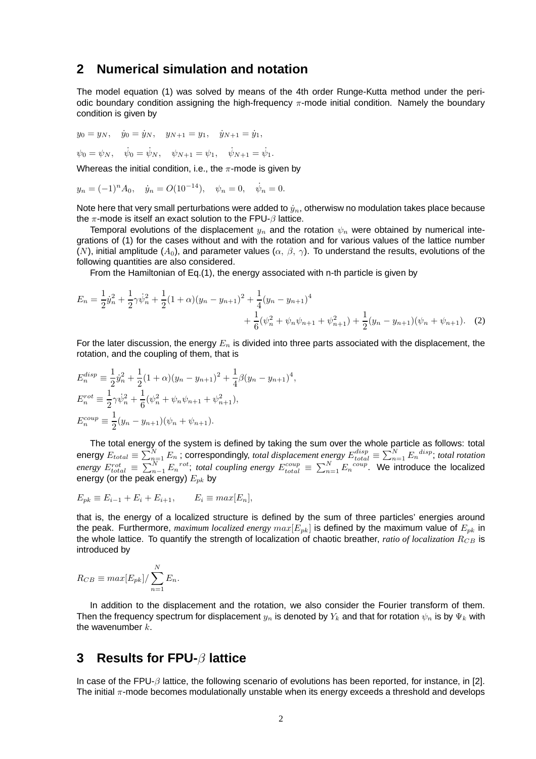## 2 Numerical simulation and notation

The model equation (1) was solved by means of the 4th order Runge-Kutta method under the periodic boundary condition assigning the high-frequency $\pi$-mode initial condition. Namely the boundary condition is given by

$$y_0 = y_N, \quad \dot{y}_0 = \dot{y}_N, \quad y_{N+1} = y_1, \quad \dot{y}_{N+1} = \dot{y}_1,$$

$$\psi_0 = \psi_N, \quad \dot{\psi}_0 = \dot{\psi}_N, \quad \psi_{N+1} = \psi_1, \quad \dot{\psi}_{N+1} = \dot{\psi}_1.$$

Whereas the initial condition, i.e., the $\pi$-mode is given by

$$y_n = (-1)^n A_0, \quad \dot{y}_n = O(10^{-14}), \quad \psi_n = 0, \quad \dot{\psi}_n = 0.$$

Note here that very small perturbations were added to $\dot{y}_n$, otherwisw no modulation takes place because the $\pi$-mode is itself an exact solution to the FPU-$\beta$ lattice.

Temporal evolutions of the displacement $y_n$ and the rotation $\psi_n$ were obtained by numerical integrations of (1) for the cases without and with the rotation and for various values of the lattice number ($N$), initial amplitude ($A_0$), and parameter values ($\alpha$, $\beta$, $\gamma$). To understand the results, evolutions of the following quantities are also considered.

From the Hamiltonian of Eq.(1), the energy associated with n-th particle is given by

$$E_n = \frac{1}{2}\dot{y}_n^2 + \frac{1}{2}\gamma\dot{\psi}_n^2 + \frac{1}{2}(1+\alpha)(y_n - y_{n+1})^2 + \frac{1}{4}(y_n - y_{n+1})^4 + \frac{1}{6}(\psi_n^2 + \psi_n\psi_{n+1} + \psi_{n+1}^2) + \frac{1}{2}(y_n - y_{n+1})(\psi_n + \psi_{n+1}). \quad (2)$$

For the later discussion, the energy $E_n$ is divided into three parts associated with the displacement, the rotation, and the coupling of them, that is

$$E_n^{disp} \equiv \frac{1}{2}\dot{y}_n^2 + \frac{1}{2}(1+\alpha)(y_n - y_{n+1})^2 + \frac{1}{4}\beta(y_n - y_{n+1})^4,$$

$$E_n^{rot} \equiv \frac{1}{2}\gamma\dot{\psi}_n^2 + \frac{1}{6}(\psi_n^2 + \psi_n\psi_{n+1} + \psi_{n+1}^2),$$

$$E_n^{coup} \equiv \frac{1}{2}(y_n - y_{n+1})(\psi_n + \psi_{n+1}).$$

The total energy of the system is defined by taking the sum over the whole particle as follows: total energy $E_{total} \equiv \sum_{n=1}^{N} E_n$ ; correspondingly, *total displacement energy* $E_{total}^{disp} \equiv \sum_{n=1}^{N} {E_n}^{disp}$; *total rotation energy* $E_{total}^{rot} \equiv \sum_{n-1}^{N} {E_n}^{rot}$; *total coupling energy* $E_{total}^{coup} \equiv \sum_{n=1}^{N} {E_n}^{coup}$. We introduce the localized energy (or the peak energy) $E_{pk}$ by

$$E_{pk} \equiv E_{i-1} + E_i + E_{i+1}, \qquad E_i \equiv max[E_n],$$

that is, the energy of a localized structure is defined by the sum of three particles' energies around the peak. Furthermore, *maximum localized energy* $max[E_{pk}]$ is defined by the maximum value of $E_{pk}$ in the whole lattice. To quantify the strength of localization of chaotic breather, *ratio of localization* $R_{CB}$ is introduced by

$$R_{CB} \equiv max[E_{pk}] / \sum_{n=1}^{N} E_n.$$

In addition to the displacement and the rotation, we also consider the Fourier transform of them. Then the frequency spectrum for displacement $y_n$ is denoted by $Y_k$ and that for rotation $\psi_n$ is by $\Psi_k$ with the wavenumber $k$.

## 3 Results for FPU-$\beta$ lattice

In case of the FPU-$\beta$ lattice, the following scenario of evolutions has been reported, for instance, in [2]. The initial $\pi$-mode becomes modulationally unstable when its energy exceeds a threshold and develops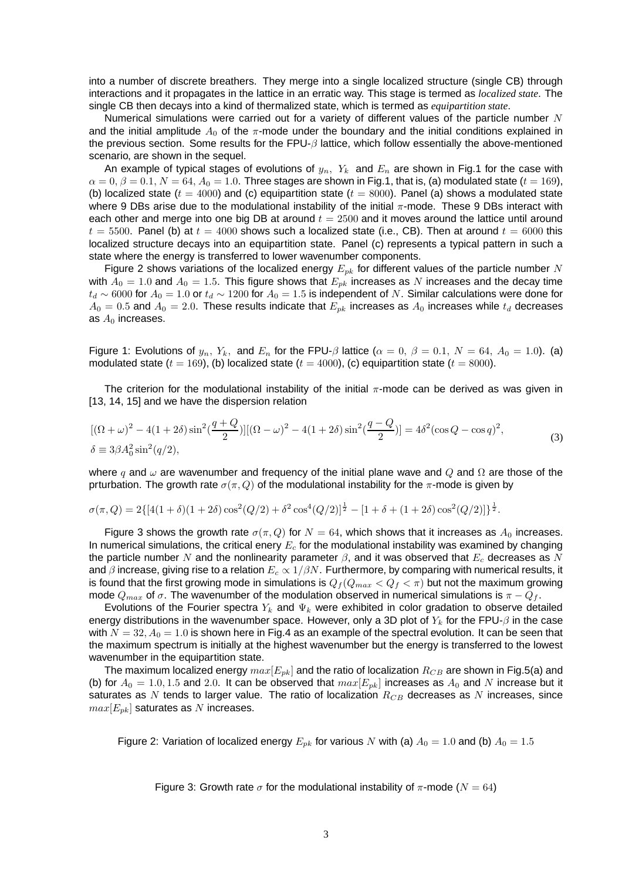into a number of discrete breathers. They merge into a single localized structure (single CB) through interactions and it propagates in the lattice in an erratic way. This stage is termed as *localized state*. The single CB then decays into a kind of thermalized state, which is termed as *equipartition state*.

Numerical simulations were carried out for a variety of different values of the particle number $N$ and the initial amplitude $A_0$ of the $\pi$-mode under the boundary and the initial conditions explained in the previous section. Some results for the FPU-$\beta$ lattice, which follow essentially the above-mentioned scenario, are shown in the sequel.

An example of typical stages of evolutions of $y_n,\ Y_k$ and $E_n$ are shown in Fig.1 for the case with $\alpha = 0, \beta = 0.1, N = 64, A_0 = 1.0$. Three stages are shown in Fig.1, that is, (a) modulated state ($t = 169$), (b) localized state ($t = 4000$) and (c) equipartition state ($t = 8000$). Panel (a) shows a modulated state where 9 DBs arise due to the modulational instability of the initial $\pi$-mode. These 9 DBs interact with each other and merge into one big DB at around $t = 2500$ and it moves around the lattice until around $t = 5500$. Panel (b) at $t = 4000$ shows such a localized state (i.e., CB). Then at around $t = 6000$ this localized structure decays into an equipartition state. Panel (c) represents a typical pattern in such a state where the energy is transferred to lower wavenumber components.

Figure 2 shows variations of the localized energy $E_{pk}$ for different values of the particle number $N$ with $A_0 = 1.0$ and $A_0 = 1.5$. This figure shows that $E_{pk}$ increases as $N$ increases and the decay time $t_d \sim 6000$ for $A_0 = 1.0$ or $t_d \sim 1200$ for $A_0 = 1.5$ is independent of $N$. Similar calculations were done for $A_0 = 0.5$ and $A_0 = 2.0$. These results indicate that $E_{pk}$ increases as $A_0$ increases while $t_d$ decreases as $A_0$ increases.

Figure 1: Evolutions of $y_n,\ Y_k,$ and $E_n$ for the FPU-$\beta$ lattice ($\alpha = 0,\ \beta = 0.1,\ N = 64,\ A_0 = 1.0$). (a) modulated state ($t = 169$), (b) localized state ($t = 4000$), (c) equipartition state ($t = 8000$).

The criterion for the modulational instability of the initial $\pi$-mode can be derived as was given in [13, 14, 15] and we have the dispersion relation

$$
\begin{aligned}
&[(\Omega+\omega)^2 - 4(1+2\delta)\sin^2(\frac{q+Q}{2})][(\Omega-\omega)^2 - 4(1+2\delta)\sin^2(\frac{q-Q}{2})] = 4\delta^2(\cos Q - \cos q)^2, \\
&\delta \equiv 3\beta A_0^2 \sin^2(q/2),
\end{aligned} \tag{3}
$$

where $q$ and $\omega$ are wavenumber and frequency of the initial plane wave and $Q$ and $\Omega$ are those of the prturbation. The growth rate $\sigma(\pi, Q)$ of the modulational instability for the $\pi$-mode is given by

$$
\sigma(\pi, Q) = 2\{[4(1+\delta)(1+2\delta)\cos^2(Q/2) + \delta^2\cos^4(Q/2)]^{\frac{1}{2}} - [1+\delta+(1+2\delta)\cos^2(Q/2)]\}^{\frac{1}{2}}.
$$

Figure 3 shows the growth rate $\sigma(\pi, Q)$ for $N = 64$, which shows that it increases as $A_0$ increases. In numerical simulations, the critical energy $E_c$ for the modulational instability was examined by changing the particle number $N$ and the nonlinearity parameter $\beta$, and it was observed that $E_c$ decreases as $N$ and $\beta$ increase, giving rise to a relation $E_c \propto 1/\beta N$. Furthermore, by comparing with numerical results, it is found that the first growing mode in simulations is $Q_f (Q_{max} < Q_f < \pi)$ but not the maximum growing mode $Q_{max}$ of $\sigma$. The wavenumber of the modulation observed in numerical simulations is $\pi - Q_f$.

Evolutions of the Fourier spectra $Y_k$ and $\Psi_k$ were exhibited in color gradation to observe detailed energy distributions in the wavenumber space. However, only a 3D plot of $Y_k$ for the FPU-$\beta$ in the case with $N = 32, A_0 = 1.0$ is shown here in Fig.4 as an example of the spectral evolution. It can be seen that the maximum spectrum is initially at the highest wavenumber but the energy is transferred to the lowest wavenumber in the equipartition state.

The maximum localized energy $max[E_{pk}]$ and the ratio of localization $R_{CB}$ are shown in Fig.5(a) and (b) for $A_0 = 1.0, 1.5$ and $2.0$. It can be observed that $max[E_{pk}]$ increases as $A_0$ and $N$ increase but it saturates as $N$ tends to larger value. The ratio of localization $R_{CB}$ decreases as $N$ increases, since $max[E_{pk}]$ saturates as $N$ increases.

Figure 2: Variation of localized energy $E_{pk}$ for various $N$ with (a) $A_0 = 1.0$ and (b) $A_0 = 1.5$

Figure 3: Growth rate $\sigma$ for the modulational instability of $\pi$-mode ($N = 64$)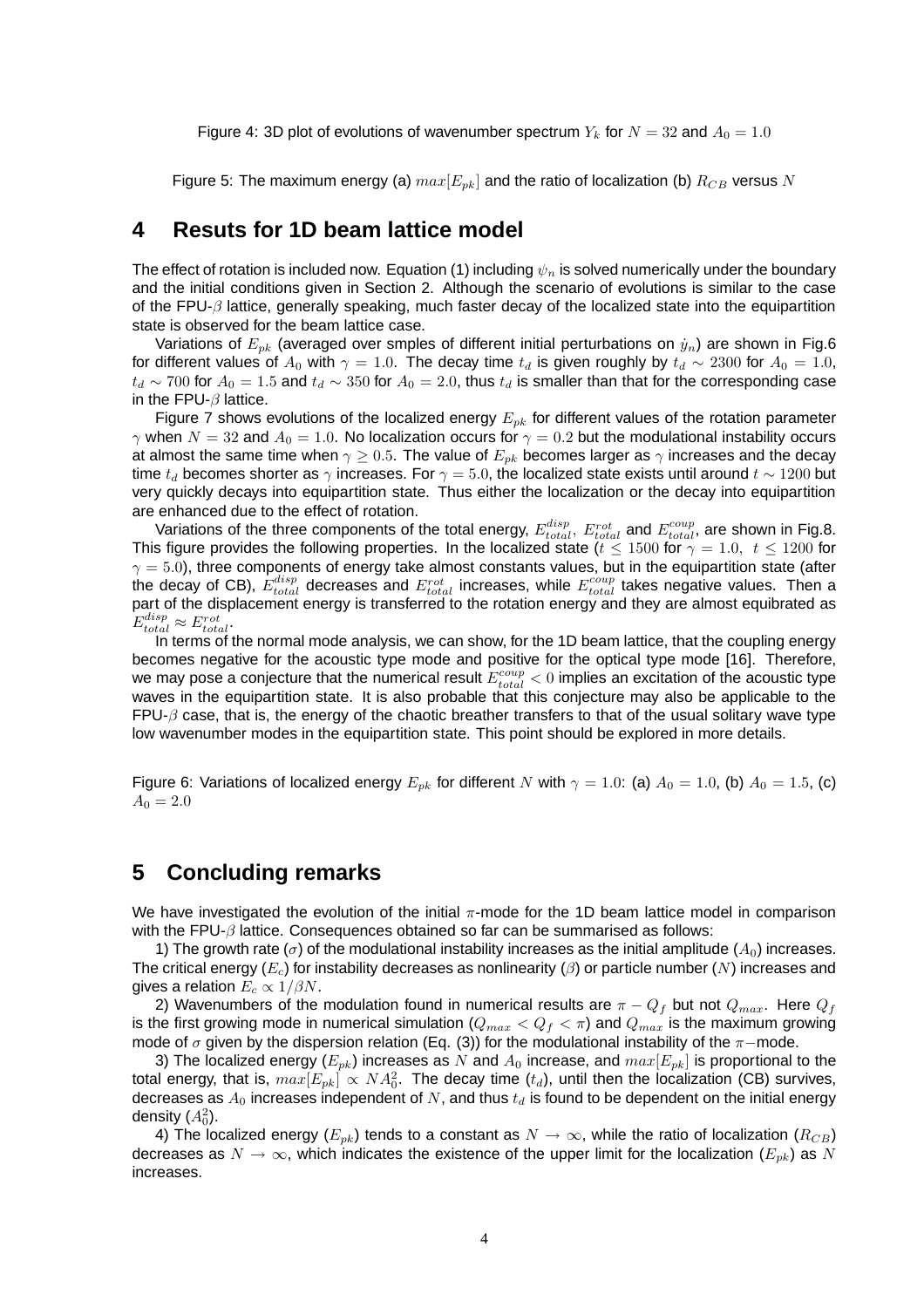Figure 4: 3D plot of evolutions of wavenumber spectrum $Y_k$ for $N = 32$ and $A_0 = 1.0$

Figure 5: The maximum energy (a) $max[E_{pk}]$ and the ratio of localization (b) $R_{CB}$ versus $N$

## 4 Resuts for 1D beam lattice model

The effect of rotation is included now. Equation (1) including $\psi_n$ is solved numerically under the boundary and the initial conditions given in Section 2. Although the scenario of evolutions is similar to the case of the FPU-$\beta$ lattice, generally speaking, much faster decay of the localized state into the equipartition state is observed for the beam lattice case.

Variations of $E_{pk}$ (averaged over smples of different initial perturbations on $\dot{y}_n$) are shown in Fig.6 for different values of $A_0$ with $\gamma = 1.0$. The decay time $t_d$ is given roughly by $t_d \sim 2300$ for $A_0 = 1.0$, $t_d \sim 700$ for $A_0 = 1.5$ and $t_d \sim 350$ for $A_0 = 2.0$, thus $t_d$ is smaller than that for the corresponding case in the FPU-$\beta$ lattice.

Figure 7 shows evolutions of the localized energy $E_{pk}$ for different values of the rotation parameter $\gamma$ when $N = 32$ and $A_0 = 1.0$. No localization occurs for $\gamma = 0.2$ but the modulational instability occurs at almost the same time when $\gamma \geq 0.5$. The value of $E_{pk}$ becomes larger as $\gamma$ increases and the decay time $t_d$ becomes shorter as $\gamma$ increases. For $\gamma = 5.0$, the localized state exists until around $t \sim 1200$ but very quickly decays into equipartition state. Thus either the localization or the decay into equipartition are enhanced due to the effect of rotation.

Variations of the three components of the total energy, $E_{total}^{disp}$, $E_{total}^{rot}$ and $E_{total}^{coup}$, are shown in Fig.8. This figure provides the following properties. In the localized state ($t \leq 1500$ for $\gamma = 1.0,\ t \leq 1200$ for $\gamma = 5.0$), three components of energy take almost constants values, but in the equipartition state (after the decay of CB), $E_{total}^{disp}$ decreases and $E_{total}^{rot}$ increases, while $E_{total}^{coup}$ takes negative values. Then a part of the displacement energy is transferred to the rotation energy and they are almost equibrated as $E_{total}^{disp} \approx E_{total}^{rot}$.

In terms of the normal mode analysis, we can show, for the 1D beam lattice, that the coupling energy becomes negative for the acoustic type mode and positive for the optical type mode [16]. Therefore, we may pose a conjecture that the numerical result $E_{total}^{coup} < 0$ implies an excitation of the acoustic type waves in the equipartition state. It is also probable that this conjecture may also be applicable to the FPU-$\beta$ case, that is, the energy of the chaotic breather transfers to that of the usual solitary wave type low wavenumber modes in the equipartition state. This point should be explored in more details.

Figure 6: Variations of localized energy $E_{pk}$ for different $N$ with $\gamma = 1.0$: (a) $A_0 = 1.0$, (b) $A_0 = 1.5$, (c) $A_0 = 2.0$

## 5 Concluding remarks

We have investigated the evolution of the initial $\pi$-mode for the 1D beam lattice model in comparison with the FPU-$\beta$ lattice. Consequences obtained so far can be summarised as follows:

1) The growth rate ($\sigma$) of the modulational instability increases as the initial amplitude ($A_0$) increases. The critical energy ($E_c$) for instability decreases as nonlinearity ($\beta$) or particle number ($N$) increases and gives a relation $E_c \propto 1/\beta N$.

2) Wavenumbers of the modulation found in numerical results are $\pi - Q_f$ but not $Q_{max}$. Here $Q_f$ is the first growing mode in numerical simulation ($Q_{max} < Q_f < \pi$) and $Q_{max}$ is the maximum growing mode of $\sigma$ given by the dispersion relation (Eq. (3)) for the modulational instability of the $\pi-$mode.

3) The localized energy ($E_{pk}$) increases as $N$ and $A_0$ increase, and $max[E_{pk}]$ is proportional to the total energy, that is, $max[E_{pk}] \propto NA_0^2$. The decay time ($t_d$), until then the localization (CB) survives, decreases as $A_0$ increases independent of $N$, and thus $t_d$ is found to be dependent on the initial energy density ($A_0^2$).

4) The localized energy ($E_{pk}$) tends to a constant as $N \to \infty$, while the ratio of localization ($R_{CB}$) decreases as $N \to \infty$, which indicates the existence of the upper limit for the localization ($E_{pk}$) as $N$ increases.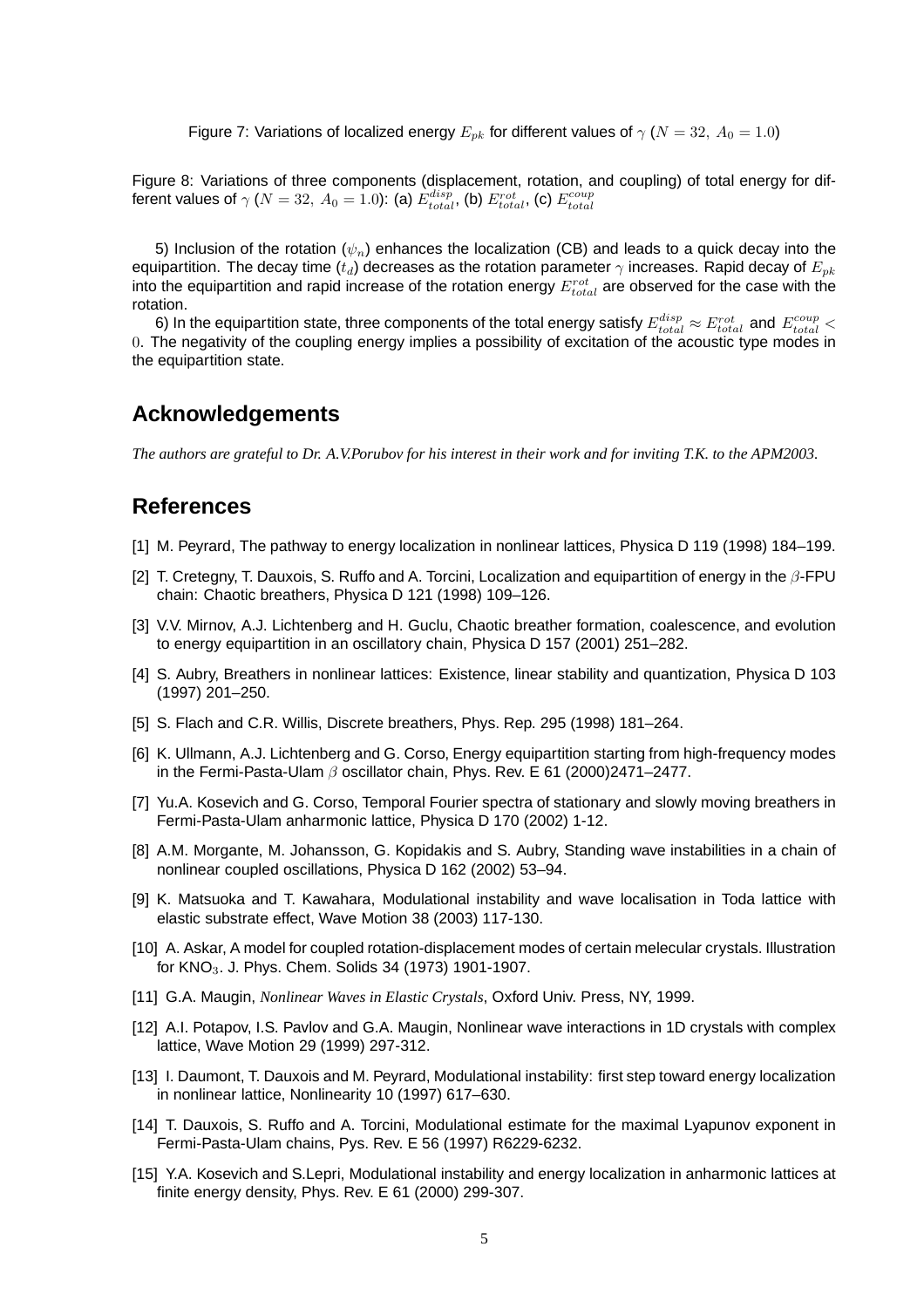Figure 7: Variations of localized energy $E_{pk}$ for different values of $\gamma$ ($N = 32,\ A_0 = 1.0$)

Figure 8: Variations of three components (displacement, rotation, and coupling) of total energy for different values of $\gamma$ ($N = 32,\ A_0 = 1.0$): (a) $E_{total}^{disp}$, (b) $E_{total}^{rot}$, (c) $E_{total}^{coup}$

5) Inclusion of the rotation ($\psi_n$) enhances the localization (CB) and leads to a quick decay into the equipartition. The decay time ($t_d$) decreases as the rotation parameter $\gamma$ increases. Rapid decay of $E_{pk}$ into the equipartition and rapid increase of the rotation energy $E_{total}^{rot}$ are observed for the case with the rotation.

6) In the equipartition state, three components of the total energy satisfy $E_{total}^{disp} \approx E_{total}^{rot}$ and $E_{total}^{coup} < 0$. The negativity of the coupling energy implies a possibility of excitation of the acoustic type modes in the equipartition state.

## Acknowledgements

*The authors are grateful to Dr. A.V.Porubov for his interest in their work and for inviting T.K. to the APM2003.*

## References

[1] M. Peyrard, The pathway to energy localization in nonlinear lattices, Physica D 119 (1998) 184–199.

[2] T. Cretegny, T. Dauxois, S. Ruffo and A. Torcini, Localization and equipartition of energy in the $\beta$-FPU chain: Chaotic breathers, Physica D 121 (1998) 109–126.

[3] V.V. Mirnov, A.J. Lichtenberg and H. Guclu, Chaotic breather formation, coalescence, and evolution to energy equipartition in an oscillatory chain, Physica D 157 (2001) 251–282.

[4] S. Aubry, Breathers in nonlinear lattices: Existence, linear stability and quantization, Physica D 103 (1997) 201–250.

[5] S. Flach and C.R. Willis, Discrete breathers, Phys. Rep. 295 (1998) 181–264.

[6] K. Ullmann, A.J. Lichtenberg and G. Corso, Energy equipartition starting from high-frequency modes in the Fermi-Pasta-Ulam $\beta$ oscillator chain, Phys. Rev. E 61 (2000)2471–2477.

[7] Yu.A. Kosevich and G. Corso, Temporal Fourier spectra of stationary and slowly moving breathers in Fermi-Pasta-Ulam anharmonic lattice, Physica D 170 (2002) 1-12.

[8] A.M. Morgante, M. Johansson, G. Kopidakis and S. Aubry, Standing wave instabilities in a chain of nonlinear coupled oscillations, Physica D 162 (2002) 53–94.

[9] K. Matsuoka and T. Kawahara, Modulational instability and wave localisation in Toda lattice with elastic substrate effect, Wave Motion 38 (2003) 117-130.

[10] A. Askar, A model for coupled rotation-displacement modes of certain melecular crystals. Illustration for $KNO_3$. J. Phys. Chem. Solids 34 (1973) 1901-1907.

[11] G.A. Maugin, *Nonlinear Waves in Elastic Crystals*, Oxford Univ. Press, NY, 1999.

[12] A.I. Potapov, I.S. Pavlov and G.A. Maugin, Nonlinear wave interactions in 1D crystals with complex lattice, Wave Motion 29 (1999) 297-312.

[13] I. Daumont, T. Dauxois and M. Peyrard, Modulational instability: first step toward energy localization in nonlinear lattice, Nonlinearity 10 (1997) 617–630.

[14] T. Dauxois, S. Ruffo and A. Torcini, Modulational estimate for the maximal Lyapunov exponent in Fermi-Pasta-Ulam chains, Pys. Rev. E 56 (1997) R6229-6232.

[15] Y.A. Kosevich and S.Lepri, Modulational instability and energy localization in anharmonic lattices at finite energy density, Phys. Rev. E 61 (2000) 299-307.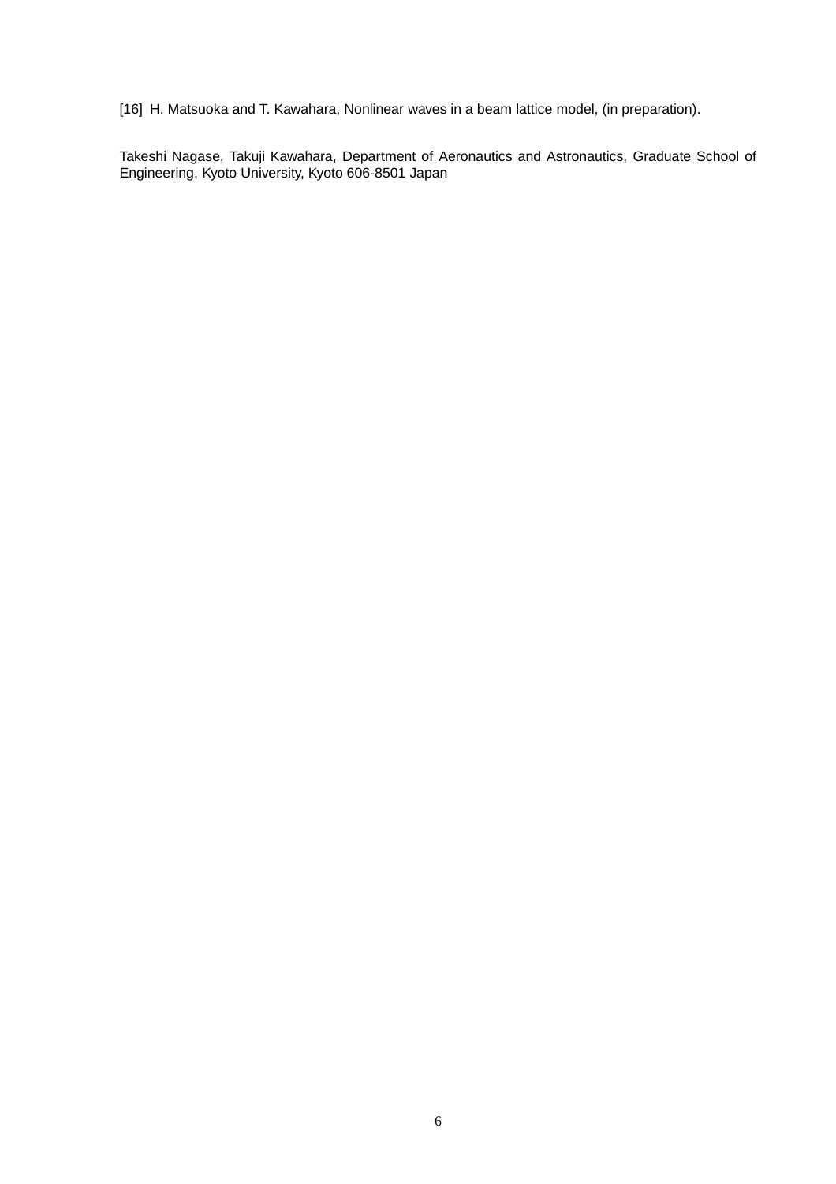[16] H. Matsuoka and T. Kawahara, Nonlinear waves in a beam lattice model, (in preparation).

Takeshi Nagase, Takuji Kawahara, Department of Aeronautics and Astronautics, Graduate School of Engineering, Kyoto University, Kyoto 606-8501 Japan